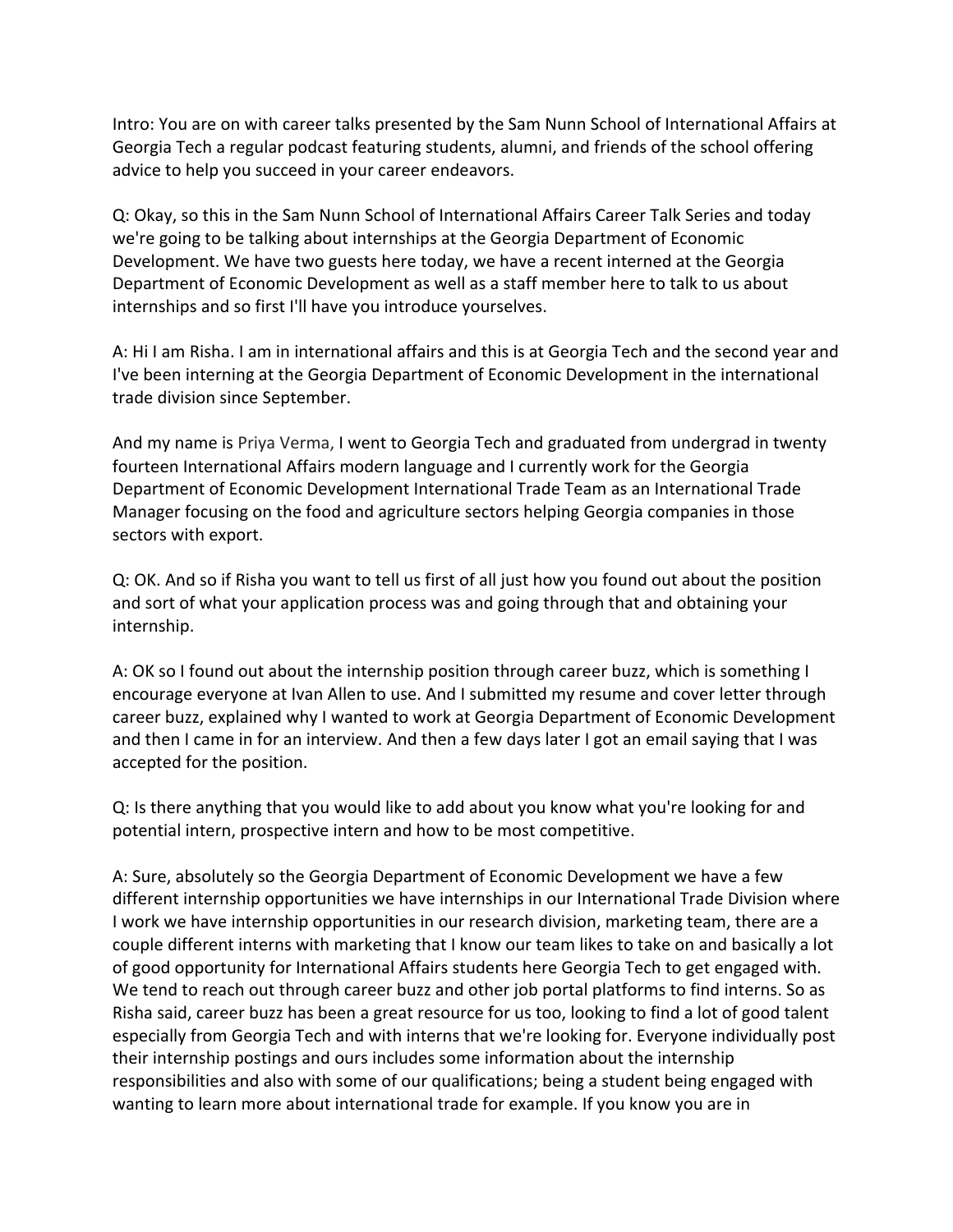Intro: You are on with career talks presented by the Sam Nunn School of International Affairs at Georgia Tech a regular podcast featuring students, alumni, and friends of the school offering advice to help you succeed in your career endeavors.

Q: Okay, so this in the Sam Nunn School of International Affairs Career Talk Series and today we're going to be talking about internships at the Georgia Department of Economic Development. We have two guests here today, we have a recent interned at the Georgia Department of Economic Development as well as a staff member here to talk to us about internships and so first I'll have you introduce yourselves.

A: Hi I am Risha. I am in international affairs and this is at Georgia Tech and the second year and I've been interning at the Georgia Department of Economic Development in the international trade division since September.

And my name is Priya Verma, I went to Georgia Tech and graduated from undergrad in twenty fourteen International Affairs modern language and I currently work for the Georgia Department of Economic Development International Trade Team as an International Trade Manager focusing on the food and agriculture sectors helping Georgia companies in those sectors with export.

Q: OK. And so if Risha you want to tell us first of all just how you found out about the position and sort of what your application process was and going through that and obtaining your internship.

A: OK so I found out about the internship position through career buzz, which is something I encourage everyone at Ivan Allen to use. And I submitted my resume and cover letter through career buzz, explained why I wanted to work at Georgia Department of Economic Development and then I came in for an interview. And then a few days later I got an email saying that I was accepted for the position.

Q: Is there anything that you would like to add about you know what you're looking for and potential intern, prospective intern and how to be most competitive.

A: Sure, absolutely so the Georgia Department of Economic Development we have a few different internship opportunities we have internships in our International Trade Division where I work we have internship opportunities in our research division, marketing team, there are a couple different interns with marketing that I know our team likes to take on and basically a lot of good opportunity for International Affairs students here Georgia Tech to get engaged with. We tend to reach out through career buzz and other job portal platforms to find interns. So as Risha said, career buzz has been a great resource for us too, looking to find a lot of good talent especially from Georgia Tech and with interns that we're looking for. Everyone individually post their internship postings and ours includes some information about the internship responsibilities and also with some of our qualifications; being a student being engaged with wanting to learn more about international trade for example. If you know you are in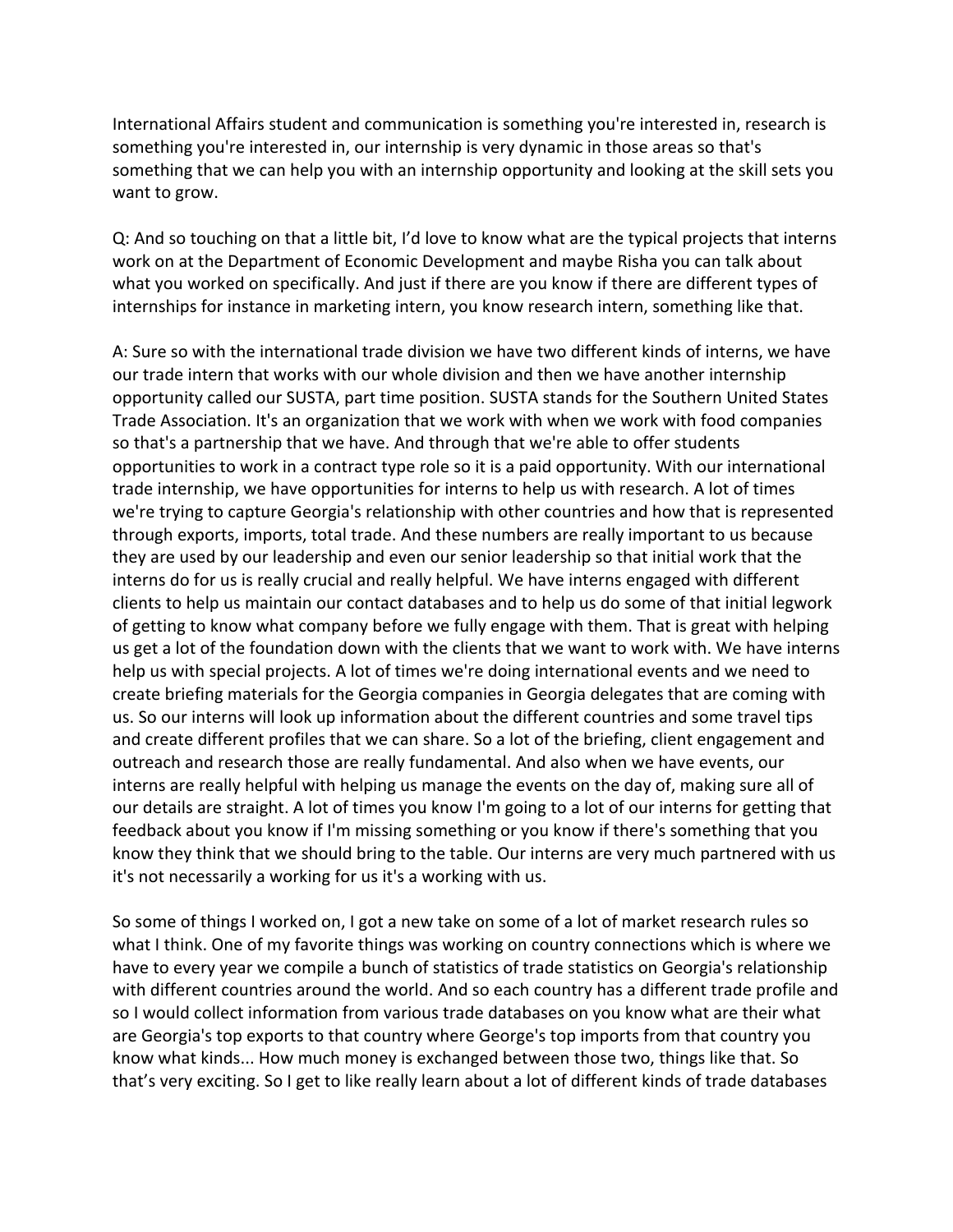International Affairs student and communication is something you're interested in, research is something you're interested in, our internship is very dynamic in those areas so that's something that we can help you with an internship opportunity and looking at the skill sets you want to grow.

Q: And so touching on that a little bit, I'd love to know what are the typical projects that interns work on at the Department of Economic Development and maybe Risha you can talk about what you worked on specifically. And just if there are you know if there are different types of internships for instance in marketing intern, you know research intern, something like that.

A: Sure so with the international trade division we have two different kinds of interns, we have our trade intern that works with our whole division and then we have another internship opportunity called our SUSTA, part time position. SUSTA stands for the Southern United States Trade Association. It's an organization that we work with when we work with food companies so that's a partnership that we have. And through that we're able to offer students opportunities to work in a contract type role so it is a paid opportunity. With our international trade internship, we have opportunities for interns to help us with research. A lot of times we're trying to capture Georgia's relationship with other countries and how that is represented through exports, imports, total trade. And these numbers are really important to us because they are used by our leadership and even our senior leadership so that initial work that the interns do for us is really crucial and really helpful. We have interns engaged with different clients to help us maintain our contact databases and to help us do some of that initial legwork of getting to know what company before we fully engage with them. That is great with helping us get a lot of the foundation down with the clients that we want to work with. We have interns help us with special projects. A lot of times we're doing international events and we need to create briefing materials for the Georgia companies in Georgia delegates that are coming with us. So our interns will look up information about the different countries and some travel tips and create different profiles that we can share. So a lot of the briefing, client engagement and outreach and research those are really fundamental. And also when we have events, our interns are really helpful with helping us manage the events on the day of, making sure all of our details are straight. A lot of times you know I'm going to a lot of our interns for getting that feedback about you know if I'm missing something or you know if there's something that you know they think that we should bring to the table. Our interns are very much partnered with us it's not necessarily a working for us it's a working with us.

So some of things I worked on, I got a new take on some of a lot of market research rules so what I think. One of my favorite things was working on country connections which is where we have to every year we compile a bunch of statistics of trade statistics on Georgia's relationship with different countries around the world. And so each country has a different trade profile and so I would collect information from various trade databases on you know what are their what are Georgia's top exports to that country where George's top imports from that country you know what kinds... How much money is exchanged between those two, things like that. So that's very exciting. So I get to like really learn about a lot of different kinds of trade databases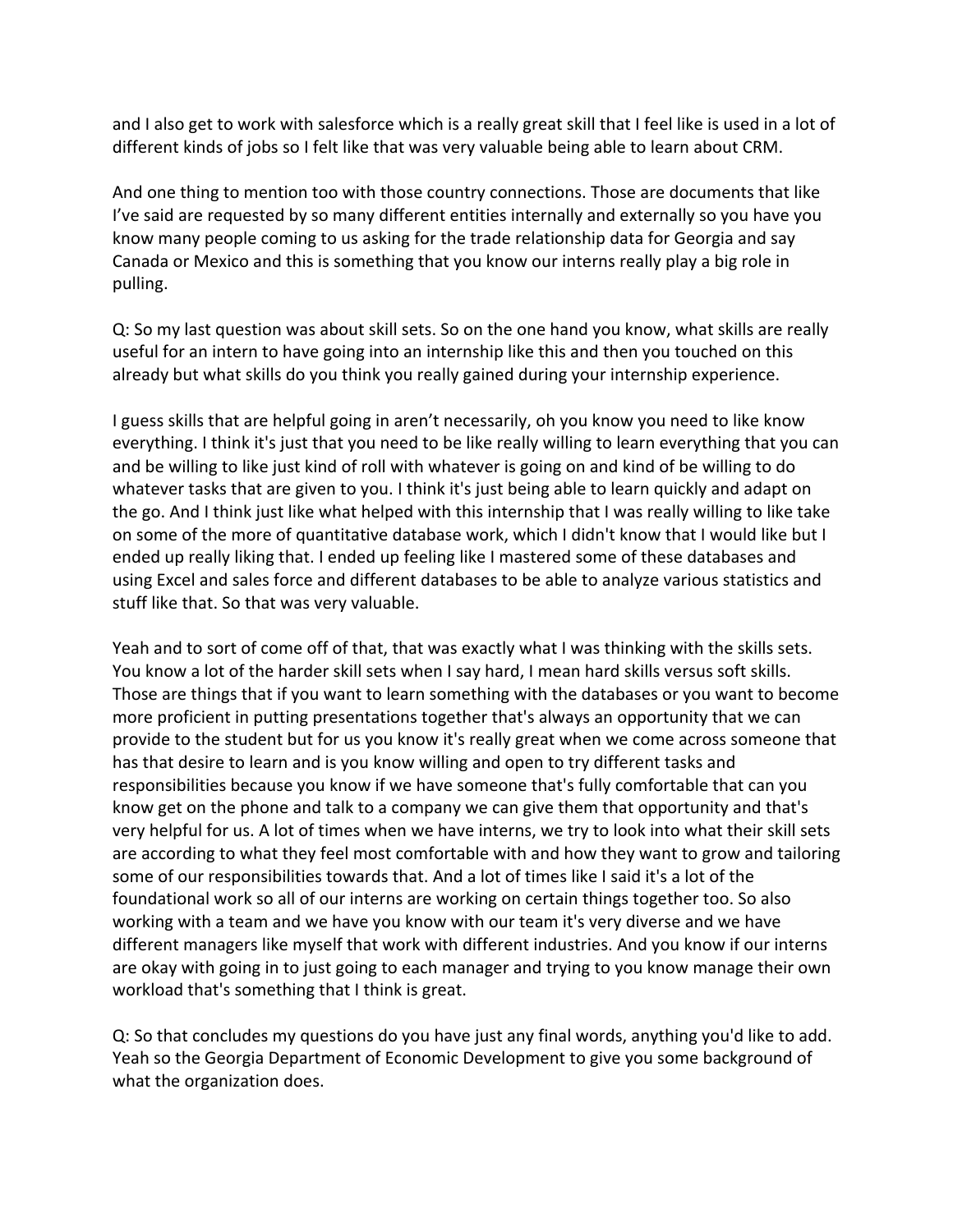and I also get to work with salesforce which is a really great skill that I feel like is used in a lot of different kinds of jobs so I felt like that was very valuable being able to learn about CRM.

And one thing to mention too with those country connections. Those are documents that like I've said are requested by so many different entities internally and externally so you have you know many people coming to us asking for the trade relationship data for Georgia and say Canada or Mexico and this is something that you know our interns really play a big role in pulling.

Q: So my last question was about skill sets. So on the one hand you know, what skills are really useful for an intern to have going into an internship like this and then you touched on this already but what skills do you think you really gained during your internship experience.

I guess skills that are helpful going in aren't necessarily, oh you know you need to like know everything. I think it's just that you need to be like really willing to learn everything that you can and be willing to like just kind of roll with whatever is going on and kind of be willing to do whatever tasks that are given to you. I think it's just being able to learn quickly and adapt on the go. And I think just like what helped with this internship that I was really willing to like take on some of the more of quantitative database work, which I didn't know that I would like but I ended up really liking that. I ended up feeling like I mastered some of these databases and using Excel and sales force and different databases to be able to analyze various statistics and stuff like that. So that was very valuable.

Yeah and to sort of come off of that, that was exactly what I was thinking with the skills sets. You know a lot of the harder skill sets when I say hard, I mean hard skills versus soft skills. Those are things that if you want to learn something with the databases or you want to become more proficient in putting presentations together that's always an opportunity that we can provide to the student but for us you know it's really great when we come across someone that has that desire to learn and is you know willing and open to try different tasks and responsibilities because you know if we have someone that's fully comfortable that can you know get on the phone and talk to a company we can give them that opportunity and that's very helpful for us. A lot of times when we have interns, we try to look into what their skill sets are according to what they feel most comfortable with and how they want to grow and tailoring some of our responsibilities towards that. And a lot of times like I said it's a lot of the foundational work so all of our interns are working on certain things together too. So also working with a team and we have you know with our team it's very diverse and we have different managers like myself that work with different industries. And you know if our interns are okay with going in to just going to each manager and trying to you know manage their own workload that's something that I think is great.

Q: So that concludes my questions do you have just any final words, anything you'd like to add.
Yeah so the Georgia Department of Economic Development to give you some background of what the organization does.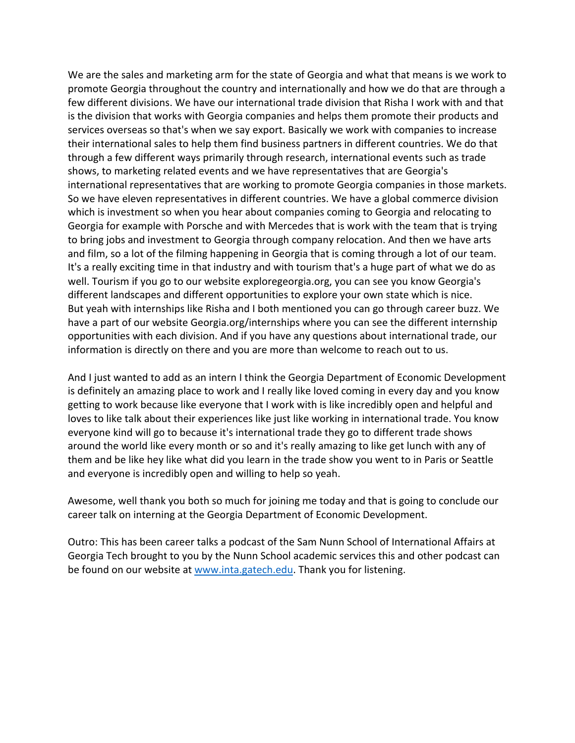We are the sales and marketing arm for the state of Georgia and what that means is we work to promote Georgia throughout the country and internationally and how we do that are through a few different divisions. We have our international trade division that Risha I work with and that is the division that works with Georgia companies and helps them promote their products and services overseas so that's when we say export. Basically we work with companies to increase their international sales to help them find business partners in different countries. We do that through a few different ways primarily through research, international events such as trade shows, to marketing related events and we have representatives that are Georgia's international representatives that are working to promote Georgia companies in those markets. So we have eleven representatives in different countries. We have a global commerce division which is investment so when you hear about companies coming to Georgia and relocating to Georgia for example with Porsche and with Mercedes that is work with the team that is trying to bring jobs and investment to Georgia through company relocation. And then we have arts and film, so a lot of the filming happening in Georgia that is coming through a lot of our team. It's a really exciting time in that industry and with tourism that's a huge part of what we do as well. Tourism if you go to our website exploregeorgia.org, you can see you know Georgia's different landscapes and different opportunities to explore your own state which is nice. But yeah with internships like Risha and I both mentioned you can go through career buzz. We have a part of our website Georgia.org/internships where you can see the different internship opportunities with each division. And if you have any questions about international trade, our information is directly on there and you are more than welcome to reach out to us.

And I just wanted to add as an intern I think the Georgia Department of Economic Development is definitely an amazing place to work and I really like loved coming in every day and you know getting to work because like everyone that I work with is like incredibly open and helpful and loves to like talk about their experiences like just like working in international trade. You know everyone kind will go to because it's international trade they go to different trade shows around the world like every month or so and it's really amazing to like get lunch with any of them and be like hey like what did you learn in the trade show you went to in Paris or Seattle and everyone is incredibly open and willing to help so yeah.

Awesome, well thank you both so much for joining me today and that is going to conclude our career talk on interning at the Georgia Department of Economic Development.

Outro: This has been career talks a podcast of the Sam Nunn School of International Affairs at Georgia Tech brought to you by the Nunn School academic services this and other podcast can be found on our website at [www.inta.gatech.edu](http://www.inta.gatech.edu). Thank you for listening.